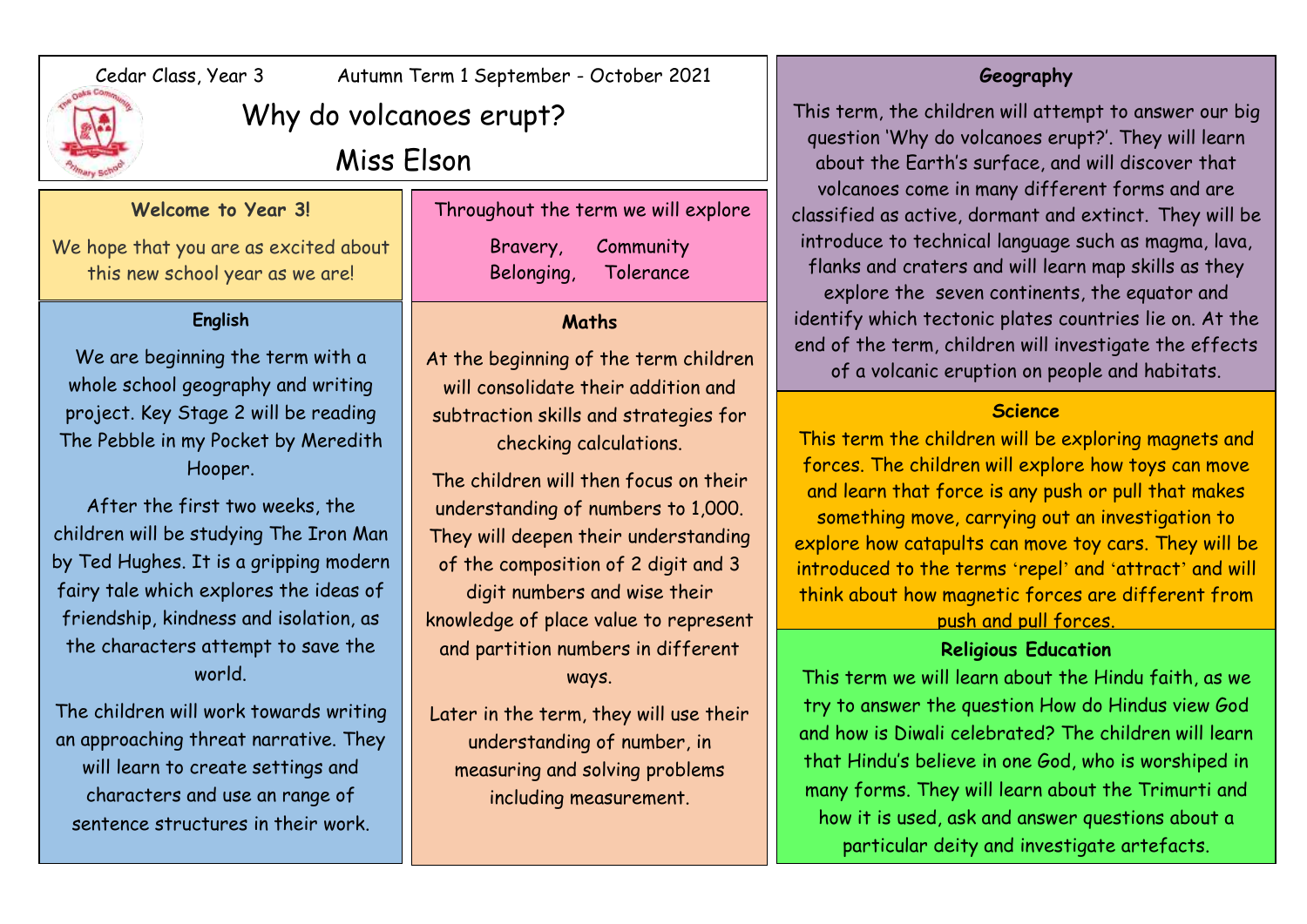Cedar Class, Year 3 Autumn Term 1 September - October 2021

# Why do volcanoes erupt?

## Miss Elson

### Welcome to Year 3!

We hope that you are as excited about this new school year as we are!

Throughout the term we will explore

Bravery, Community
Belonging, Tolerance

### English

We are beginning the term with a whole school geography and writing project. Key Stage 2 will be reading The Pebble in my Pocket by Meredith Hooper.

After the first two weeks, the children will be studying The Iron Man by Ted Hughes. It is a gripping modern fairy tale which explores the ideas of friendship, kindness and isolation, as the characters attempt to save the world.

The children will work towards writing an approaching threat narrative. They will learn to create settings and characters and use an range of sentence structures in their work.

### Maths

At the beginning of the term children will consolidate their addition and subtraction skills and strategies for checking calculations.

The children will then focus on their understanding of numbers to 1,000. They will deepen their understanding of the composition of 2 digit and 3 digit numbers and wise their knowledge of place value to represent and partition numbers in different ways.

Later in the term, they will use their understanding of number, in measuring and solving problems including measurement.

### Geography

This term, the children will attempt to answer our big question 'Why do volcanoes erupt?'. They will learn about the Earth's surface, and will discover that volcanoes come in many different forms and are classified as active, dormant and extinct. They will be introduce to technical language such as magma, lava, flanks and craters and will learn map skills as they explore the seven continents, the equator and identify which tectonic plates countries lie on. At the end of the term, children will investigate the effects of a volcanic eruption on people and habitats.

### Science

This term the children will be exploring magnets and forces. The children will explore how toys can move and learn that force is any push or pull that makes something move, carrying out an investigation to explore how catapults can move toy cars. They will be introduced to the terms 'repel' and 'attract' and will think about how magnetic forces are different from push and pull forces.

### Religious Education

This term we will learn about the Hindu faith, as we try to answer the question How do Hindus view God and how is Diwali celebrated? The children will learn that Hindu's believe in one God, who is worshiped in many forms. They will learn about the Trimurti and how it is used, ask and answer questions about a particular deity and investigate artefacts.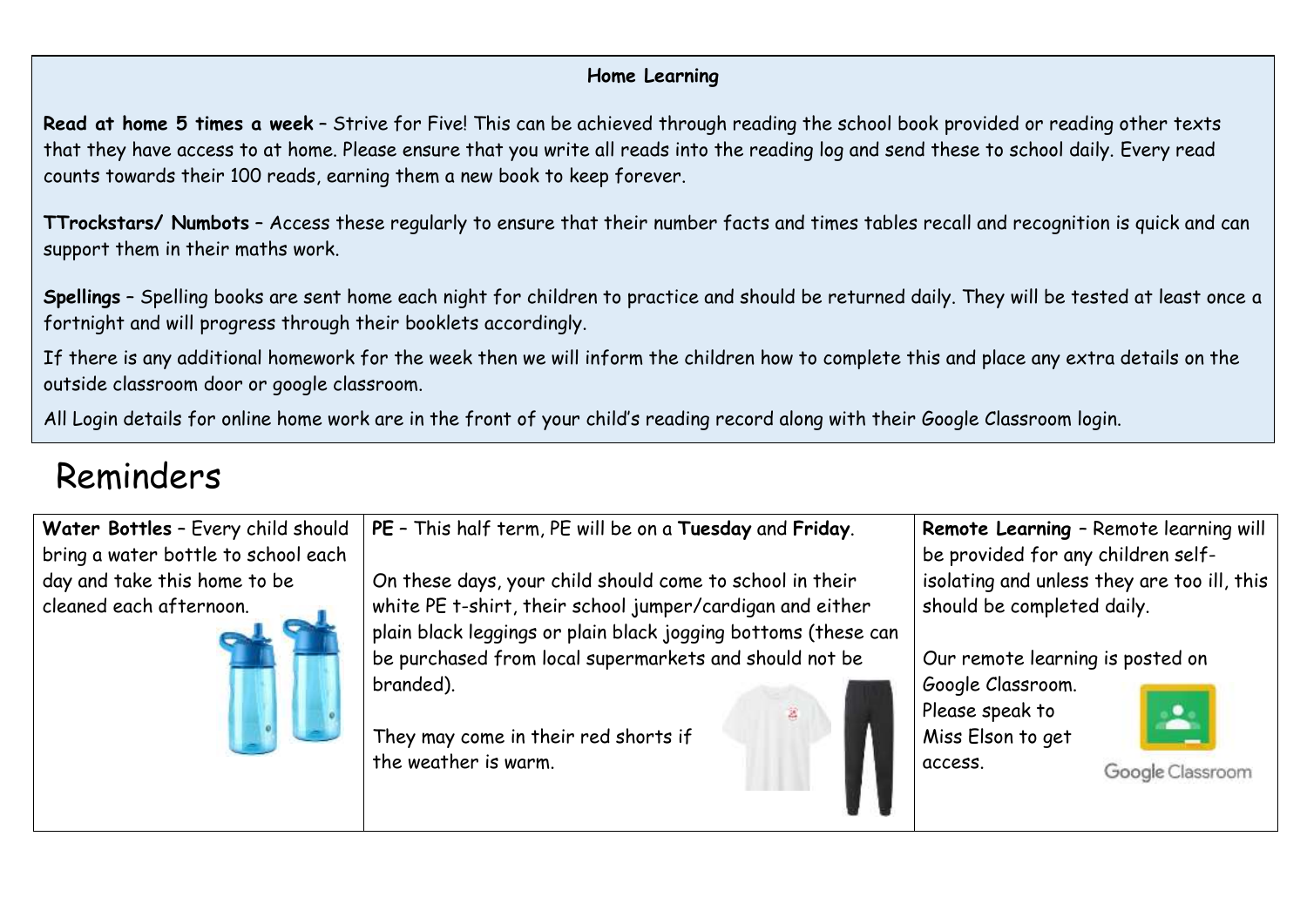## Home Learning

**Read at home 5 times a week** – Strive for Five! This can be achieved through reading the school book provided or reading other texts that they have access to at home. Please ensure that you write all reads into the reading log and send these to school daily. Every read counts towards their 100 reads, earning them a new book to keep forever.

**TTrockstars/ Numbots** – Access these regularly to ensure that their number facts and times tables recall and recognition is quick and can support them in their maths work.

**Spellings** – Spelling books are sent home each night for children to practice and should be returned daily. They will be tested at least once a fortnight and will progress through their booklets accordingly.

If there is any additional homework for the week then we will inform the children how to complete this and place any extra details on the outside classroom door or google classroom.

All Login details for online home work are in the front of your child's reading record along with their Google Classroom login.

# Reminders

| | | |
|---|---|---|
| **Water Bottles** – Every child should bring a water bottle to school each day and take this home to be cleaned each afternoon. | **PE** – This half term, PE will be on a **Tuesday** and **Friday**.<br><br>On these days, your child should come to school in their white PE t-shirt, their school jumper/cardigan and either plain black leggings or plain black jogging bottoms (these can be purchased from local supermarkets and should not be branded).<br><br>They may come in their red shorts if the weather is warm. | **Remote Learning** – Remote learning will be provided for any children self-isolating and unless they are too ill, this should be completed daily.<br><br>Our remote learning is posted on Google Classroom. Please speak to Miss Elson to get access.<br><br>Google Classroom |